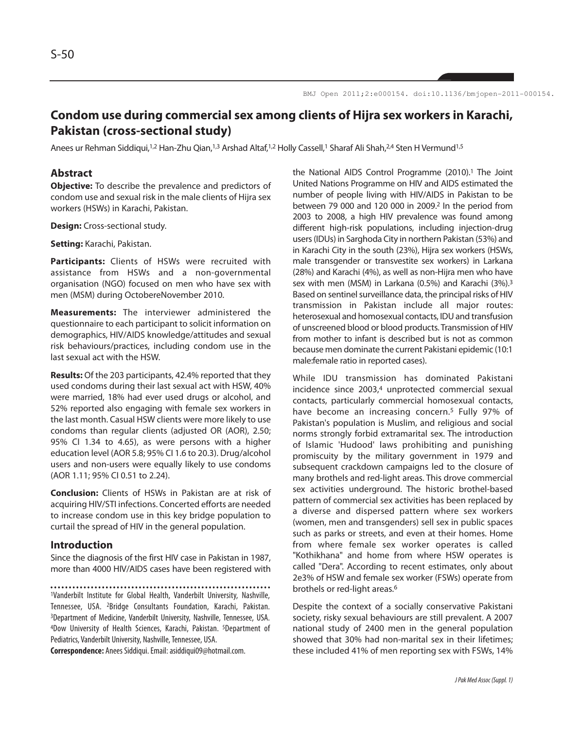BMJ Open 2011;2:e000154. doi:10.1136/bmjopen-2011-000154.

# Condom use during commercial sex among clients of Hijra sex workers in Karachi, Pakistan (cross-sectional study)

Anees ur Rehman Siddiqui,[1,2] Han-Zhu Qian,[1,3] Arshad Altaf,[1,2] Holly Cassell,[1] Sharaf Ali Shah,[2,4] Sten H Vermund[1,5]

## Abstract

**Objective:** To describe the prevalence and predictors of condom use and sexual risk in the male clients of Hijra sex workers (HSWs) in Karachi, Pakistan.

**Design:** Cross-sectional study.

**Setting:** Karachi, Pakistan.

**Participants:** Clients of HSWs were recruited with assistance from HSWs and a non-governmental organisation (NGO) focused on men who have sex with men (MSM) during OctobereNovember 2010.

**Measurements:** The interviewer administered the questionnaire to each participant to solicit information on demographics, HIV/AIDS knowledge/attitudes and sexual risk behaviours/practices, including condom use in the last sexual act with the HSW.

**Results:** Of the 203 participants, 42.4% reported that they used condoms during their last sexual act with HSW, 40% were married, 18% had ever used drugs or alcohol, and 52% reported also engaging with female sex workers in the last month. Casual HSW clients were more likely to use condoms than regular clients (adjusted OR (AOR), 2.50; 95% CI 1.34 to 4.65), as were persons with a higher education level (AOR 5.8; 95% CI 1.6 to 20.3). Drug/alcohol users and non-users were equally likely to use condoms (AOR 1.11; 95% CI 0.51 to 2.24).

**Conclusion:** Clients of HSWs in Pakistan are at risk of acquiring HIV/STI infections. Concerted efforts are needed to increase condom use in this key bridge population to curtail the spread of HIV in the general population.

## Introduction

Since the diagnosis of the first HIV case in Pakistan in 1987, more than 4000 HIV/AIDS cases have been registered with the National AIDS Control Programme (2010).[1] The Joint United Nations Programme on HIV and AIDS estimated the number of people living with HIV/AIDS in Pakistan to be between 79 000 and 120 000 in 2009.[2] In the period from 2003 to 2008, a high HIV prevalence was found among different high-risk populations, including injection-drug users (IDUs) in Sarghoda City in northern Pakistan (53%) and in Karachi City in the south (23%), Hijra sex workers (HSWs, male transgender or transvestite sex workers) in Larkana (28%) and Karachi (4%), as well as non-Hijra men who have sex with men (MSM) in Larkana (0.5%) and Karachi (3%).[3] Based on sentinel surveillance data, the principal risks of HIV transmission in Pakistan include all major routes: heterosexual and homosexual contacts, IDU and transfusion of unscreened blood or blood products. Transmission of HIV from mother to infant is described but is not as common because men dominate the current Pakistani epidemic (10:1 male:female ratio in reported cases).

While IDU transmission has dominated Pakistani incidence since 2003,[4] unprotected commercial sexual contacts, particularly commercial homosexual contacts, have become an increasing concern.[5] Fully 97% of Pakistan's population is Muslim, and religious and social norms strongly forbid extramarital sex. The introduction of Islamic 'Hudood' laws prohibiting and punishing promiscuity by the military government in 1979 and subsequent crackdown campaigns led to the closure of many brothels and red-light areas. This drove commercial sex activities underground. The historic brothel-based pattern of commercial sex activities has been replaced by a diverse and dispersed pattern where sex workers (women, men and transgenders) sell sex in public spaces such as parks or streets, and even at their homes. Home from where female sex worker operates is called "Kothikhana" and home from where HSW operates is called "Dera". According to recent estimates, only about 2e3% of HSW and female sex worker (FSWs) operate from brothels or red-light areas.[6]

Despite the context of a socially conservative Pakistani society, risky sexual behaviours are still prevalent. A 2007 national study of 2400 men in the general population showed that 30% had non-marital sex in their lifetimes; these included 41% of men reporting sex with FSWs, 14%

[1]Vanderbilt Institute for Global Health, Vanderbilt University, Nashville, Tennessee, USA. [2]Bridge Consultants Foundation, Karachi, Pakistan. [3]Department of Medicine, Vanderbilt University, Nashville, Tennessee, USA. [4]Dow University of Health Sciences, Karachi, Pakistan. [5]Department of Pediatrics, Vanderbilt University, Nashville, Tennessee, USA.

**Correspondence:** Anees Siddiqui. Email: asiddiqui09@hotmail.com.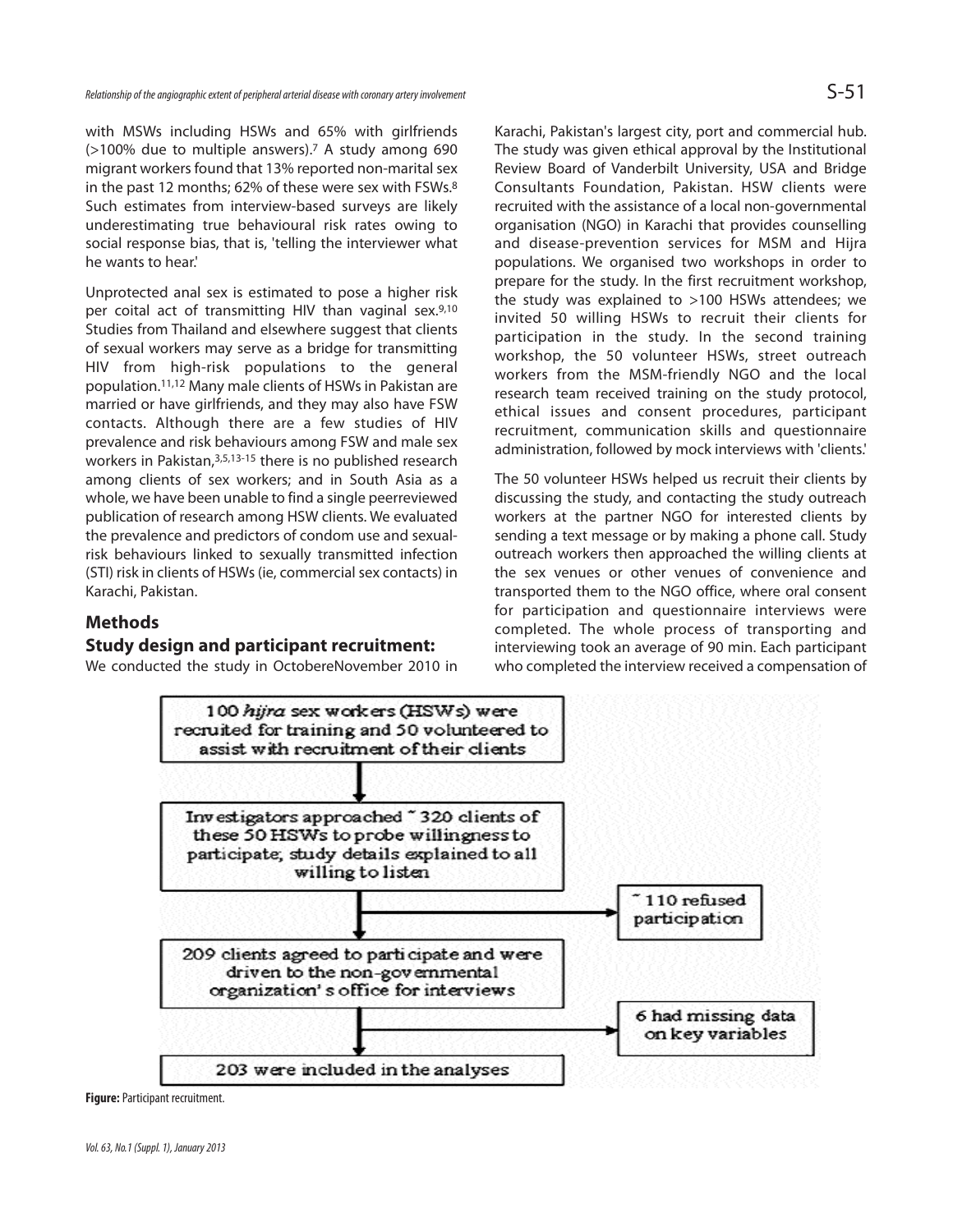with MSWs including HSWs and 65% with girlfriends (>100% due to multiple answers).[7] A study among 690 migrant workers found that 13% reported non-marital sex in the past 12 months; 62% of these were sex with FSWs.[8] Such estimates from interview-based surveys are likely underestimating true behavioural risk rates owing to social response bias, that is, 'telling the interviewer what he wants to hear.'

Unprotected anal sex is estimated to pose a higher risk per coital act of transmitting HIV than vaginal sex.[9,10] Studies from Thailand and elsewhere suggest that clients of sexual workers may serve as a bridge for transmitting HIV from high-risk populations to the general population.[11,12] Many male clients of HSWs in Pakistan are married or have girlfriends, and they may also have FSW contacts. Although there are a few studies of HIV prevalence and risk behaviours among FSW and male sex workers in Pakistan,[3,5,13-15] there is no published research among clients of sex workers; and in South Asia as a whole, we have been unable to find a single peerreviewed publication of research among HSW clients. We evaluated the prevalence and predictors of condom use and sexual-risk behaviours linked to sexually transmitted infection (STI) risk in clients of HSWs (ie, commercial sex contacts) in Karachi, Pakistan.

## Methods

### Study design and participant recruitment:

We conducted the study in OctobereNovember 2010 in Karachi, Pakistan's largest city, port and commercial hub. The study was given ethical approval by the Institutional Review Board of Vanderbilt University, USA and Bridge Consultants Foundation, Pakistan. HSW clients were recruited with the assistance of a local non-governmental organisation (NGO) in Karachi that provides counselling and disease-prevention services for MSM and Hijra populations. We organised two workshops in order to prepare for the study. In the first recruitment workshop, the study was explained to >100 HSWs attendees; we invited 50 willing HSWs to recruit their clients for participation in the study. In the second training workshop, the 50 volunteer HSWs, street outreach workers from the MSM-friendly NGO and the local research team received training on the study protocol, ethical issues and consent procedures, participant recruitment, communication skills and questionnaire administration, followed by mock interviews with 'clients.'

The 50 volunteer HSWs helped us recruit their clients by discussing the study, and contacting the study outreach workers at the partner NGO for interested clients by sending a text message or by making a phone call. Study outreach workers then approached the willing clients at the sex venues or other venues of convenience and transported them to the NGO office, where oral consent for participation and questionnaire interviews were completed. The whole process of transporting and interviewing took an average of 90 min. Each participant who completed the interview received a compensation of

100 *hijra* sex workers (HSWs) were recruited for training and 50 volunteered to assist with recruitment of their clients

↓

Investigators approached ~320 clients of these 50 HSWs to probe willingness to participate; study details explained to all willing to listen

↓ → ~110 refused participation

209 clients agreed to participate and were driven to the non-governmental organization's office for interviews

↓ → 6 had missing data on key variables

203 were included in the analyses

**Figure:** Participant recruitment.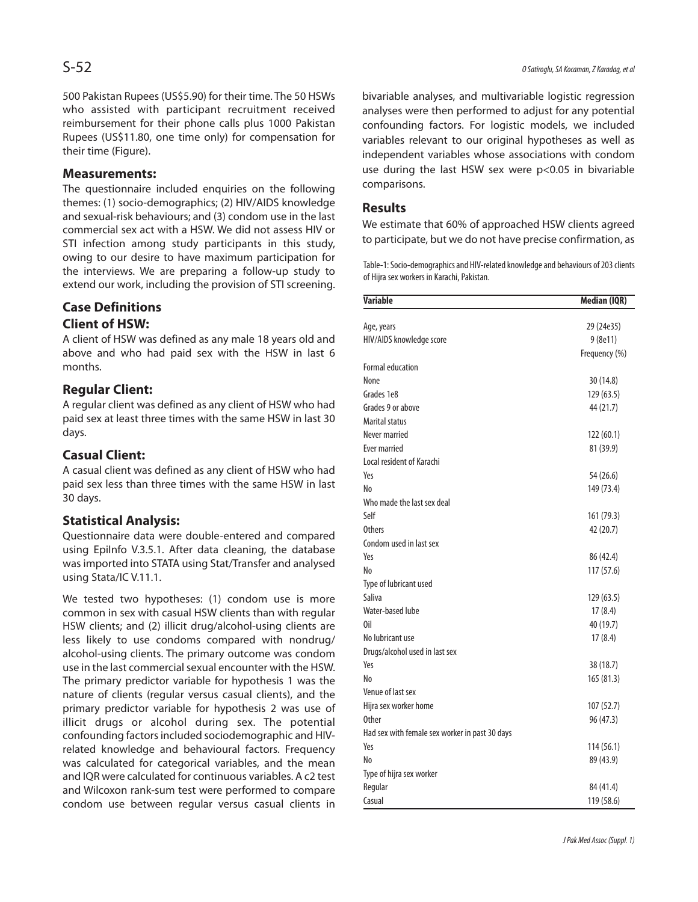500 Pakistan Rupees (US$5.90) for their time. The 50 HSWs who assisted with participant recruitment received reimbursement for their phone calls plus 1000 Pakistan Rupees (US$11.80, one time only) for compensation for their time (Figure).

## Measurements:

The questionnaire included enquiries on the following themes: (1) socio-demographics; (2) HIV/AIDS knowledge and sexual-risk behaviours; and (3) condom use in the last commercial sex act with a HSW. We did not assess HIV or STI infection among study participants in this study, owing to our desire to have maximum participation for the interviews. We are preparing a follow-up study to extend our work, including the provision of STI screening.

## Case Definitions

### Client of HSW:

A client of HSW was defined as any male 18 years old and above and who had paid sex with the HSW in last 6 months.

### Regular Client:

A regular client was defined as any client of HSW who had paid sex at least three times with the same HSW in last 30 days.

### Casual Client:

A casual client was defined as any client of HSW who had paid sex less than three times with the same HSW in last 30 days.

## Statistical Analysis:

Questionnaire data were double-entered and compared using EpiInfo V.3.5.1. After data cleaning, the database was imported into STATA using Stat/Transfer and analysed using Stata/IC V.11.1.

We tested two hypotheses: (1) condom use is more common in sex with casual HSW clients than with regular HSW clients; and (2) illicit drug/alcohol-using clients are less likely to use condoms compared with nondrug/alcohol-using clients. The primary outcome was condom use in the last commercial sexual encounter with the HSW. The primary predictor variable for hypothesis 1 was the nature of clients (regular versus casual clients), and the primary predictor variable for hypothesis 2 was use of illicit drugs or alcohol during sex. The potential confounding factors included sociodemographic and HIV-related knowledge and behavioural factors. Frequency was calculated for categorical variables, and the mean and IQR were calculated for continuous variables. A c2 test and Wilcoxon rank-sum test were performed to compare condom use between regular versus casual clients in bivariable analyses, and multivariable logistic regression analyses were then performed to adjust for any potential confounding factors. For logistic models, we included variables relevant to our original hypotheses as well as independent variables whose associations with condom use during the last HSW sex were $p<0.05$ in bivariable comparisons.

## Results

We estimate that 60% of approached HSW clients agreed to participate, but we do not have precise confirmation, as

Table-1: Socio-demographics and HIV-related knowledge and behaviours of 203 clients of Hijra sex workers in Karachi, Pakistan.

| Variable | Median (IQR) |
|---|---|
| Age, years | 29 (24e35) |
| HIV/AIDS knowledge score | 9 (8e11) |
| | Frequency (%) |
| Formal education | |
| None | 30 (14.8) |
| Grades 1e8 | 129 (63.5) |
| Grades 9 or above | 44 (21.7) |
| Marital status | |
| Never married | 122 (60.1) |
| Ever married | 81 (39.9) |
| Local resident of Karachi | |
| Yes | 54 (26.6) |
| No | 149 (73.4) |
| Who made the last sex deal | |
| Self | 161 (79.3) |
| Others | 42 (20.7) |
| Condom used in last sex | |
| Yes | 86 (42.4) |
| No | 117 (57.6) |
| Type of lubricant used | |
| Saliva | 129 (63.5) |
| Water-based lube | 17 (8.4) |
| Oil | 40 (19.7) |
| No lubricant use | 17 (8.4) |
| Drugs/alcohol used in last sex | |
| Yes | 38 (18.7) |
| No | 165 (81.3) |
| Venue of last sex | |
| Hijra sex worker home | 107 (52.7) |
| Other | 96 (47.3) |
| Had sex with female sex worker in past 30 days | |
| Yes | 114 (56.1) |
| No | 89 (43.9) |
| Type of hijra sex worker | |
| Regular | 84 (41.4) |
| Casual | 119 (58.6) |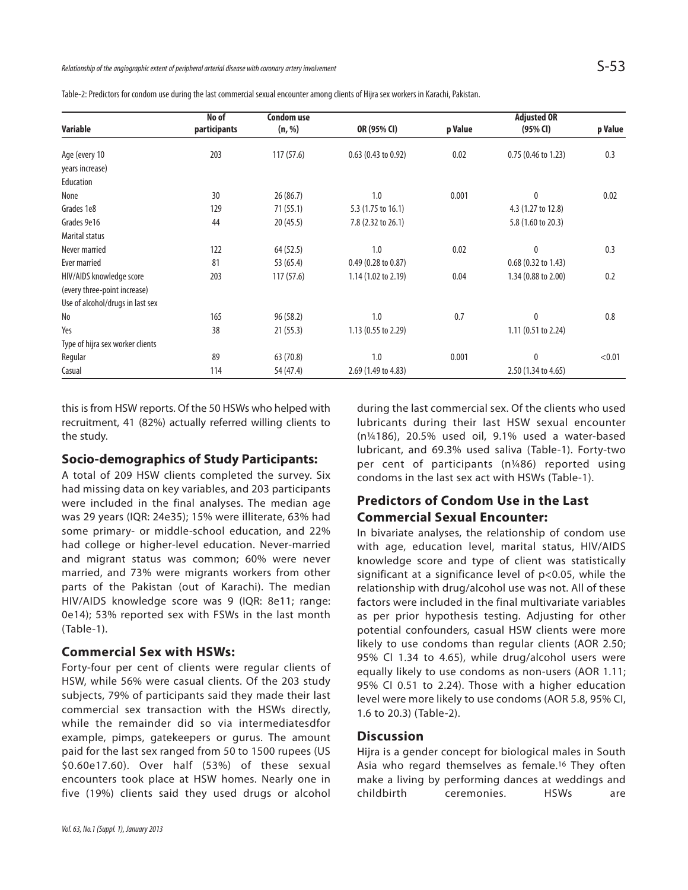Table-2: Predictors for condom use during the last commercial sexual encounter among clients of Hijra sex workers in Karachi, Pakistan.

| Variable | No of participants | Condom use (n, %) | OR (95% CI) | p Value | Adjusted OR (95% CI) | p Value |
|---|---|---|---|---|---|---|
| Age (every 10 years increase) | 203 | 117 (57.6) | 0.63 (0.43 to 0.92) | 0.02 | 0.75 (0.46 to 1.23) | 0.3 |
| Education | | | | | | |
| None | 30 | 26 (86.7) | 1.0 | 0.001 | 0 | 0.02 |
| Grades 1e8 | 129 | 71 (55.1) | 5.3 (1.75 to 16.1) | | 4.3 (1.27 to 12.8) | |
| Grades 9e16 | 44 | 20 (45.5) | 7.8 (2.32 to 26.1) | | 5.8 (1.60 to 20.3) | |
| Marital status | | | | | | |
| Never married | 122 | 64 (52.5) | 1.0 | 0.02 | 0 | 0.3 |
| Ever married | 81 | 53 (65.4) | 0.49 (0.28 to 0.87) | | 0.68 (0.32 to 1.43) | |
| HIV/AIDS knowledge score (every three-point increase) | 203 | 117 (57.6) | 1.14 (1.02 to 2.19) | 0.04 | 1.34 (0.88 to 2.00) | 0.2 |
| Use of alcohol/drugs in last sex | | | | | | |
| No | 165 | 96 (58.2) | 1.0 | 0.7 | 0 | 0.8 |
| Yes | 38 | 21 (55.3) | 1.13 (0.55 to 2.29) | | 1.11 (0.51 to 2.24) | |
| Type of hijra sex worker clients | | | | | | |
| Regular | 89 | 63 (70.8) | 1.0 | 0.001 | 0 | <0.01 |
| Casual | 114 | 54 (47.4) | 2.69 (1.49 to 4.83) | | 2.50 (1.34 to 4.65) | |

this is from HSW reports. Of the 50 HSWs who helped with recruitment, 41 (82%) actually referred willing clients to the study.

## Socio-demographics of Study Participants:

A total of 209 HSW clients completed the survey. Six had missing data on key variables, and 203 participants were included in the final analyses. The median age was 29 years (IQR: 24e35); 15% were illiterate, 63% had some primary- or middle-school education, and 22% had college or higher-level education. Never-married and migrant status was common; 60% were never married, and 73% were migrants workers from other parts of the Pakistan (out of Karachi). The median HIV/AIDS knowledge score was 9 (IQR: 8e11; range: 0e14); 53% reported sex with FSWs in the last month (Table-1).

## Commercial Sex with HSWs:

Forty-four per cent of clients were regular clients of HSW, while 56% were casual clients. Of the 203 study subjects, 79% of participants said they made their last commercial sex transaction with the HSWs directly, while the remainder did so via intermediatesdfor example, pimps, gatekeepers or gurus. The amount paid for the last sex ranged from 50 to 1500 rupees (US $0.60e17.60). Over half (53%) of these sexual encounters took place at HSW homes. Nearly one in five (19%) clients said they used drugs or alcohol during the last commercial sex. Of the clients who used lubricants during their last HSW sexual encounter (n¼186), 20.5% used oil, 9.1% used a water-based lubricant, and 69.3% used saliva (Table-1). Forty-two per cent of participants (n¼86) reported using condoms in the last sex act with HSWs (Table-1).

## Predictors of Condom Use in the Last Commercial Sexual Encounter:

In bivariate analyses, the relationship of condom use with age, education level, marital status, HIV/AIDS knowledge score and type of client was statistically significant at a significance level of $p<0.05$, while the relationship with drug/alcohol use was not. All of these factors were included in the final multivariate variables as per prior hypothesis testing. Adjusting for other potential confounders, casual HSW clients were more likely to use condoms than regular clients (AOR 2.50; 95% CI 1.34 to 4.65), while drug/alcohol users were equally likely to use condoms as non-users (AOR 1.11; 95% CI 0.51 to 2.24). Those with a higher education level were more likely to use condoms (AOR 5.8, 95% CI, 1.6 to 20.3) (Table-2).

## Discussion

Hijra is a gender concept for biological males in South Asia who regard themselves as female.[16] They often make a living by performing dances at weddings and childbirth ceremonies. HSWs are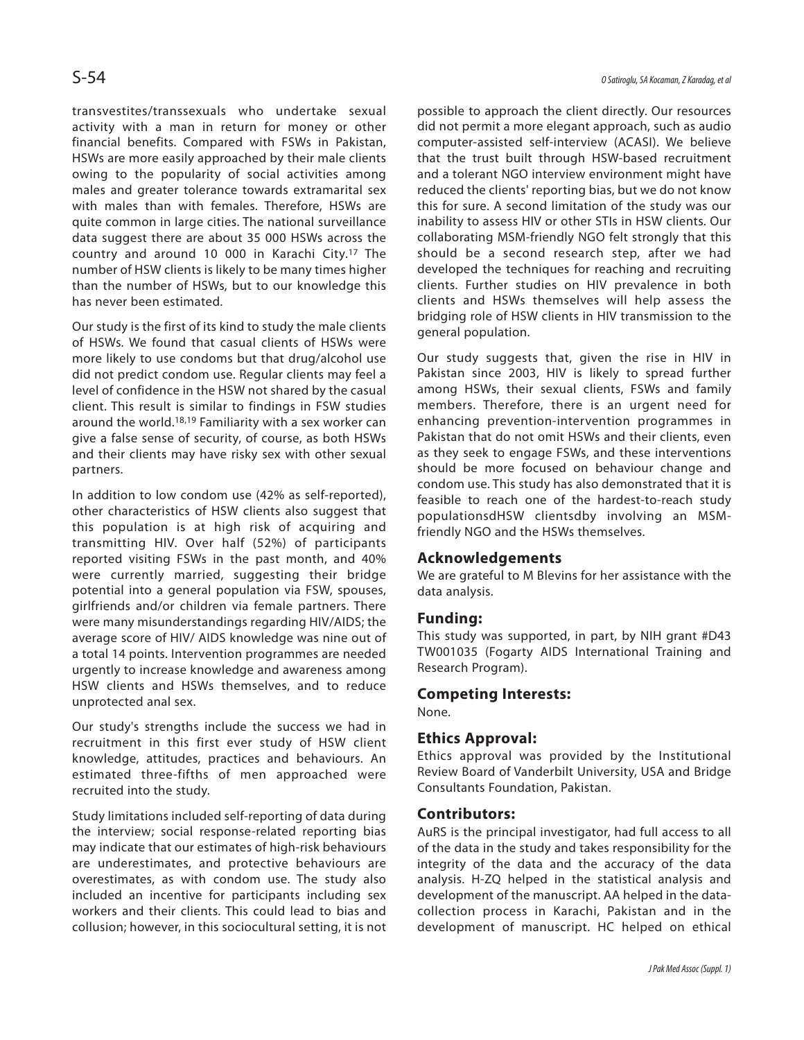transvestites/transsexuals who undertake sexual activity with a man in return for money or other financial benefits. Compared with FSWs in Pakistan, HSWs are more easily approached by their male clients owing to the popularity of social activities among males and greater tolerance towards extramarital sex with males than with females. Therefore, HSWs are quite common in large cities. The national surveillance data suggest there are about 35 000 HSWs across the country and around 10 000 in Karachi City.[17] The number of HSW clients is likely to be many times higher than the number of HSWs, but to our knowledge this has never been estimated.

Our study is the first of its kind to study the male clients of HSWs. We found that casual clients of HSWs were more likely to use condoms but that drug/alcohol use did not predict condom use. Regular clients may feel a level of confidence in the HSW not shared by the casual client. This result is similar to findings in FSW studies around the world.[18,19] Familiarity with a sex worker can give a false sense of security, of course, as both HSWs and their clients may have risky sex with other sexual partners.

In addition to low condom use (42% as self-reported), other characteristics of HSW clients also suggest that this population is at high risk of acquiring and transmitting HIV. Over half (52%) of participants reported visiting FSWs in the past month, and 40% were currently married, suggesting their bridge potential into a general population via FSW, spouses, girlfriends and/or children via female partners. There were many misunderstandings regarding HIV/AIDS; the average score of HIV/ AIDS knowledge was nine out of a total 14 points. Intervention programmes are needed urgently to increase knowledge and awareness among HSW clients and HSWs themselves, and to reduce unprotected anal sex.

Our study's strengths include the success we had in recruitment in this first ever study of HSW client knowledge, attitudes, practices and behaviours. An estimated three-fifths of men approached were recruited into the study.

Study limitations included self-reporting of data during the interview; social response-related reporting bias may indicate that our estimates of high-risk behaviours are underestimates, and protective behaviours are overestimates, as with condom use. The study also included an incentive for participants including sex workers and their clients. This could lead to bias and collusion; however, in this sociocultural setting, it is not possible to approach the client directly. Our resources did not permit a more elegant approach, such as audio computer-assisted self-interview (ACASI). We believe that the trust built through HSW-based recruitment and a tolerant NGO interview environment might have reduced the clients' reporting bias, but we do not know this for sure. A second limitation of the study was our inability to assess HIV or other STIs in HSW clients. Our collaborating MSM-friendly NGO felt strongly that this should be a second research step, after we had developed the techniques for reaching and recruiting clients. Further studies on HIV prevalence in both clients and HSWs themselves will help assess the bridging role of HSW clients in HIV transmission to the general population.

Our study suggests that, given the rise in HIV in Pakistan since 2003, HIV is likely to spread further among HSWs, their sexual clients, FSWs and family members. Therefore, there is an urgent need for enhancing prevention-intervention programmes in Pakistan that do not omit HSWs and their clients, even as they seek to engage FSWs, and these interventions should be more focused on behaviour change and condom use. This study has also demonstrated that it is feasible to reach one of the hardest-to-reach study populationsdHSW clientsdby involving an MSM-friendly NGO and the HSWs themselves.

## Acknowledgements

We are grateful to M Blevins for her assistance with the data analysis.

## Funding:

This study was supported, in part, by NIH grant #D43 TW001035 (Fogarty AIDS International Training and Research Program).

## Competing Interests:

None.

## Ethics Approval:

Ethics approval was provided by the Institutional Review Board of Vanderbilt University, USA and Bridge Consultants Foundation, Pakistan.

## Contributors:

AuRS is the principal investigator, had full access to all of the data in the study and takes responsibility for the integrity of the data and the accuracy of the data analysis. H-ZQ helped in the statistical analysis and development of the manuscript. AA helped in the data-collection process in Karachi, Pakistan and in the development of manuscript. HC helped on ethical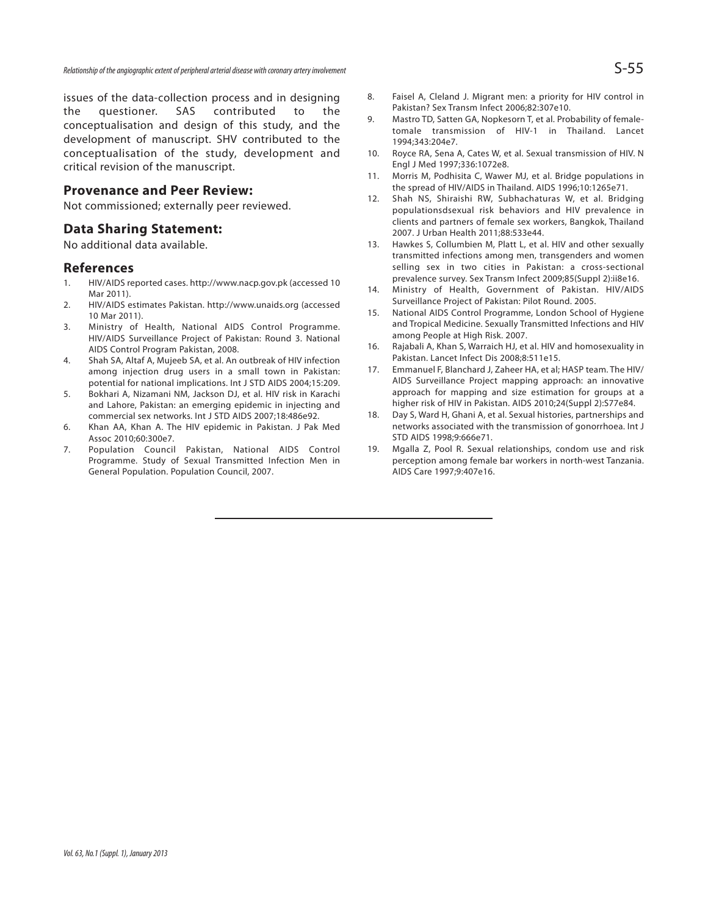issues of the data-collection process and in designing the questioner. SAS contributed to the conceptualisation and design of this study, and the development of manuscript. SHV contributed to the conceptualisation of the study, development and critical revision of the manuscript.

## Provenance and Peer Review:

Not commissioned; externally peer reviewed.

## Data Sharing Statement:

No additional data available.

## References

1. HIV/AIDS reported cases. http://www.nacp.gov.pk (accessed 10 Mar 2011).
2. HIV/AIDS estimates Pakistan. http://www.unaids.org (accessed 10 Mar 2011).
3. Ministry of Health, National AIDS Control Programme. HIV/AIDS Surveillance Project of Pakistan: Round 3. National AIDS Control Program Pakistan, 2008.
4. Shah SA, Altaf A, Mujeeb SA, et al. An outbreak of HIV infection among injection drug users in a small town in Pakistan: potential for national implications. Int J STD AIDS 2004;15:209.
5. Bokhari A, Nizamani NM, Jackson DJ, et al. HIV risk in Karachi and Lahore, Pakistan: an emerging epidemic in injecting and commercial sex networks. Int J STD AIDS 2007;18:486e92.
6. Khan AA, Khan A. The HIV epidemic in Pakistan. J Pak Med Assoc 2010;60:300e7.
7. Population Council Pakistan, National AIDS Control Programme. Study of Sexual Transmitted Infection Men in General Population. Population Council, 2007.
8. Faisel A, Cleland J. Migrant men: a priority for HIV control in Pakistan? Sex Transm Infect 2006;82:307e10.
9. Mastro TD, Satten GA, Nopkesorn T, et al. Probability of female-tomale transmission of HIV-1 in Thailand. Lancet 1994;343:204e7.
10. Royce RA, Sena A, Cates W, et al. Sexual transmission of HIV. N Engl J Med 1997;336:1072e8.
11. Morris M, Podhisita C, Wawer MJ, et al. Bridge populations in the spread of HIV/AIDS in Thailand. AIDS 1996;10:1265e71.
12. Shah NS, Shiraishi RW, Subhachaturas W, et al. Bridging populationsdsexual risk behaviors and HIV prevalence in clients and partners of female sex workers, Bangkok, Thailand 2007. J Urban Health 2011;88:533e44.
13. Hawkes S, Collumbien M, Platt L, et al. HIV and other sexually transmitted infections among men, transgenders and women selling sex in two cities in Pakistan: a cross-sectional prevalence survey. Sex Transm Infect 2009;85(Suppl 2):ii8e16.
14. Ministry of Health, Government of Pakistan. HIV/AIDS Surveillance Project of Pakistan: Pilot Round. 2005.
15. National AIDS Control Programme, London School of Hygiene and Tropical Medicine. Sexually Transmitted Infections and HIV among People at High Risk. 2007.
16. Rajabali A, Khan S, Warraich HJ, et al. HIV and homosexuality in Pakistan. Lancet Infect Dis 2008;8:511e15.
17. Emmanuel F, Blanchard J, Zaheer HA, et al; HASP team. The HIV/ AIDS Surveillance Project mapping approach: an innovative approach for mapping and size estimation for groups at a higher risk of HIV in Pakistan. AIDS 2010;24(Suppl 2):S77e84.
18. Day S, Ward H, Ghani A, et al. Sexual histories, partnerships and networks associated with the transmission of gonorrhoea. Int J STD AIDS 1998;9:666e71.
19. Mgalla Z, Pool R. Sexual relationships, condom use and risk perception among female bar workers in north-west Tanzania. AIDS Care 1997;9:407e16.